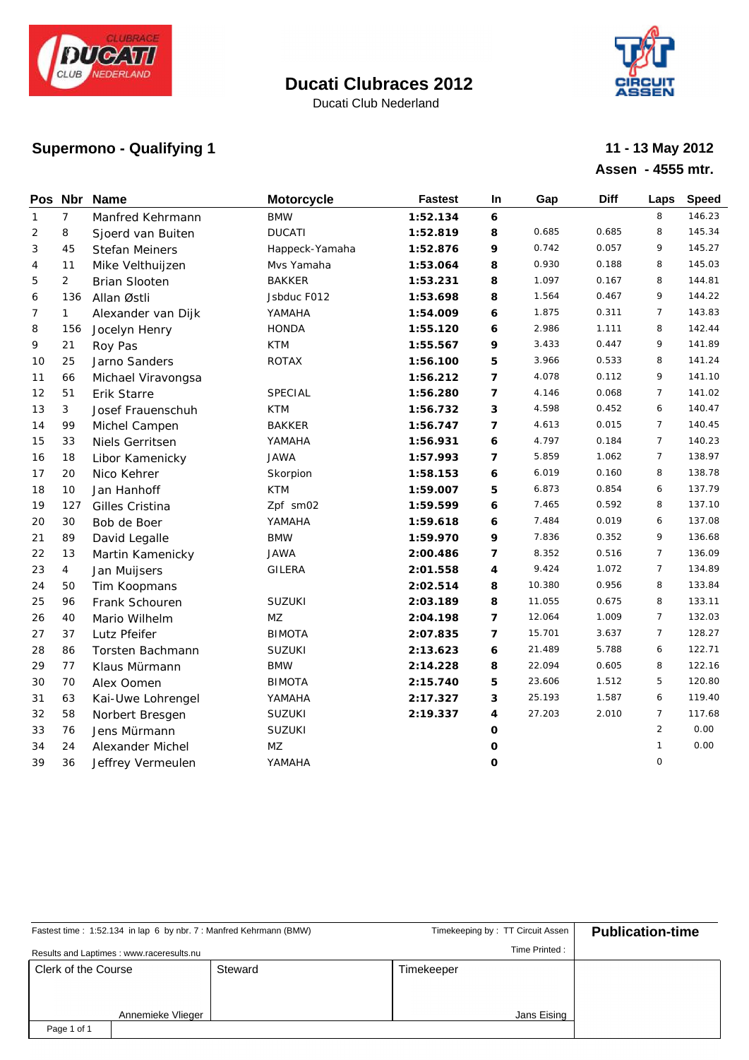# Ducati Clubraces 2012

Ducati Club Nederland

## Supermono - Qualifying 1

**11 - 13 May 2012**

**Assen - 4555 mtr.**

| Pos | Nbr | Name | Motorcycle | Fastest | In | Gap | Diff | Laps | Speed |
|---|---|---|---|---|---|---|---|---|---|
| 1 | 7 | Manfred Kehrmann | BMW | **1:52.134** | **6** | | | 8 | 146.23 |
| 2 | 8 | Sjoerd van Buiten | DUCATI | **1:52.819** | **8** | 0.685 | 0.685 | 8 | 145.34 |
| 3 | 45 | Stefan Meiners | Happeck-Yamaha | **1:52.876** | **9** | 0.742 | 0.057 | 9 | 145.27 |
| 4 | 11 | Mike Velthuijzen | Mvs Yamaha | **1:53.064** | **8** | 0.930 | 0.188 | 8 | 145.03 |
| 5 | 2 | Brian Slooten | BAKKER | **1:53.231** | **8** | 1.097 | 0.167 | 8 | 144.81 |
| 6 | 136 | Allan Østli | Jsbduc F012 | **1:53.698** | **8** | 1.564 | 0.467 | 9 | 144.22 |
| 7 | 1 | Alexander van Dijk | YAMAHA | **1:54.009** | **6** | 1.875 | 0.311 | 7 | 143.83 |
| 8 | 156 | Jocelyn Henry | HONDA | **1:55.120** | **6** | 2.986 | 1.111 | 8 | 142.44 |
| 9 | 21 | Roy Pas | KTM | **1:55.567** | **9** | 3.433 | 0.447 | 9 | 141.89 |
| 10 | 25 | Jarno Sanders | ROTAX | **1:56.100** | **5** | 3.966 | 0.533 | 8 | 141.24 |
| 11 | 66 | Michael Viravongsa | | **1:56.212** | **7** | 4.078 | 0.112 | 9 | 141.10 |
| 12 | 51 | Erik Starre | SPECIAL | **1:56.280** | **7** | 4.146 | 0.068 | 7 | 141.02 |
| 13 | 3 | Josef Frauenschuh | KTM | **1:56.732** | **3** | 4.598 | 0.452 | 6 | 140.47 |
| 14 | 99 | Michel Campen | BAKKER | **1:56.747** | **7** | 4.613 | 0.015 | 7 | 140.45 |
| 15 | 33 | Niels Gerritsen | YAMAHA | **1:56.931** | **6** | 4.797 | 0.184 | 7 | 140.23 |
| 16 | 18 | Libor Kamenicky | JAWA | **1:57.993** | **7** | 5.859 | 1.062 | 7 | 138.97 |
| 17 | 20 | Nico Kehrer | Skorpion | **1:58.153** | **6** | 6.019 | 0.160 | 8 | 138.78 |
| 18 | 10 | Jan Hanhoff | KTM | **1:59.007** | **5** | 6.873 | 0.854 | 6 | 137.79 |
| 19 | 127 | Gilles Cristina | Zpf sm02 | **1:59.599** | **6** | 7.465 | 0.592 | 8 | 137.10 |
| 20 | 30 | Bob de Boer | YAMAHA | **1:59.618** | **6** | 7.484 | 0.019 | 6 | 137.08 |
| 21 | 89 | David Legalle | BMW | **1:59.970** | **9** | 7.836 | 0.352 | 9 | 136.68 |
| 22 | 13 | Martin Kamenicky | JAWA | **2:00.486** | **7** | 8.352 | 0.516 | 7 | 136.09 |
| 23 | 4 | Jan Muijsers | GILERA | **2:01.558** | **4** | 9.424 | 1.072 | 7 | 134.89 |
| 24 | 50 | Tim Koopmans | | **2:02.514** | **8** | 10.380 | 0.956 | 8 | 133.84 |
| 25 | 96 | Frank Schouren | SUZUKI | **2:03.189** | **8** | 11.055 | 0.675 | 8 | 133.11 |
| 26 | 40 | Mario Wilhelm | MZ | **2:04.198** | **7** | 12.064 | 1.009 | 7 | 132.03 |
| 27 | 37 | Lutz Pfeifer | BIMOTA | **2:07.835** | **7** | 15.701 | 3.637 | 7 | 128.27 |
| 28 | 86 | Torsten Bachmann | SUZUKI | **2:13.623** | **6** | 21.489 | 5.788 | 6 | 122.71 |
| 29 | 77 | Klaus Mürmann | BMW | **2:14.228** | **8** | 22.094 | 0.605 | 8 | 122.16 |
| 30 | 70 | Alex Oomen | BIMOTA | **2:15.740** | **5** | 23.606 | 1.512 | 5 | 120.80 |
| 31 | 63 | Kai-Uwe Lohrengel | YAMAHA | **2:17.327** | **3** | 25.193 | 1.587 | 6 | 119.40 |
| 32 | 58 | Norbert Bresgen | SUZUKI | **2:19.337** | **4** | 27.203 | 2.010 | 7 | 117.68 |
| 33 | 76 | Jens Mürmann | SUZUKI | | **0** | | | 2 | 0.00 |
| 34 | 24 | Alexander Michel | MZ | | **0** | | | 1 | 0.00 |
| 39 | 36 | Jeffrey Vermeulen | YAMAHA | | **0** | | | 0 | |

Fastest time : 1:52.134 in lap 6 by nbr. 7 : Manfred Kehrmann (BMW)

Timekeeping by : TT Circuit Assen

**Publication-time**

Results and Laptimes : www.raceresults.nu

Time Printed :

| Clerk of the Course | Steward | Timekeeper |
|---|---|---|
| Annemieke Vlieger | | Jans Eising |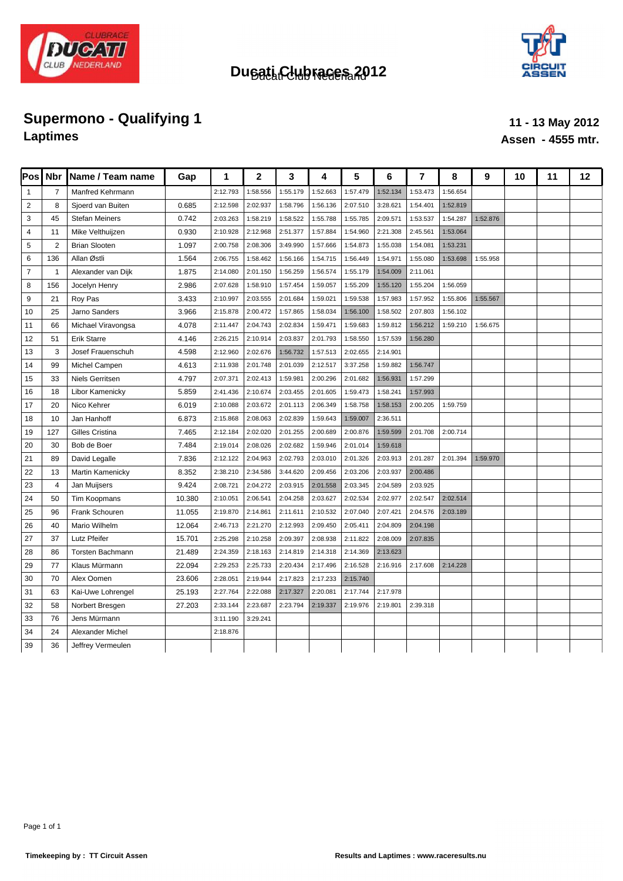# Ducati Clubraces 2012

## Supermono - Qualifying 1

**Laptimes**

**11 - 13 May 2012**

**Assen - 4555 mtr.**

| Pos | Nbr | Name / Team name | Gap | 1 | 2 | 3 | 4 | 5 | 6 | 7 | 8 | 9 | 10 | 11 | 12 |
|---|---|---|---|---|---|---|---|---|---|---|---|---|---|---|---|
| 1 | 7 | Manfred Kehrmann | | 2:12.793 | 1:58.556 | 1:55.179 | 1:52.663 | 1:57.479 | 1:52.134 | 1:53.473 | 1:56.654 | | | | |
| 2 | 8 | Sjoerd van Buiten | 0.685 | 2:12.598 | 2:02.937 | 1:58.796 | 1:56.136 | 2:07.510 | 3:28.621 | 1:54.401 | 1:52.819 | | | | |
| 3 | 45 | Stefan Meiners | 0.742 | 2:03.263 | 1:58.219 | 1:58.522 | 1:55.788 | 1:55.785 | 2:09.571 | 1:53.537 | 1:54.287 | 1:52.876 | | | |
| 4 | 11 | Mike Velthuijzen | 0.930 | 2:10.928 | 2:12.968 | 2:51.377 | 1:57.884 | 1:54.960 | 2:21.308 | 2:45.561 | 1:53.064 | | | | |
| 5 | 2 | Brian Slooten | 1.097 | 2:00.758 | 2:08.306 | 3:49.990 | 1:57.666 | 1:54.873 | 1:55.038 | 1:54.081 | 1:53.231 | | | | |
| 6 | 136 | Allan Østli | 1.564 | 2:06.755 | 1:58.462 | 1:56.166 | 1:54.715 | 1:56.449 | 1:54.971 | 1:55.080 | 1:53.698 | 1:55.958 | | | |
| 7 | 1 | Alexander van Dijk | 1.875 | 2:14.080 | 2:01.150 | 1:56.259 | 1:56.574 | 1:55.179 | 1:54.009 | 2:11.061 | | | | | |
| 8 | 156 | Jocelyn Henry | 2.986 | 2:07.628 | 1:58.910 | 1:57.454 | 1:59.057 | 1:55.209 | 1:55.120 | 1:55.204 | 1:56.059 | | | | |
| 9 | 21 | Roy Pas | 3.433 | 2:10.997 | 2:03.555 | 2:01.684 | 1:59.021 | 1:59.538 | 1:57.983 | 1:57.952 | 1:55.806 | 1:55.567 | | | |
| 10 | 25 | Jarno Sanders | 3.966 | 2:15.878 | 2:00.472 | 1:57.865 | 1:58.034 | 1:56.100 | 1:58.502 | 2:07.803 | 1:56.102 | | | | |
| 11 | 66 | Michael Viravongsa | 4.078 | 2:11.447 | 2:04.743 | 2:02.834 | 1:59.471 | 1:59.683 | 1:59.812 | 1:56.212 | 1:59.210 | 1:56.675 | | | |
| 12 | 51 | Erik Starre | 4.146 | 2:26.215 | 2:10.914 | 2:03.837 | 2:01.793 | 1:58.550 | 1:57.539 | 1:56.280 | | | | | |
| 13 | 3 | Josef Frauenschuh | 4.598 | 2:12.960 | 2:02.676 | 1:56.732 | 1:57.513 | 2:02.655 | 2:14.901 | | | | | | |
| 14 | 99 | Michel Campen | 4.613 | 2:11.938 | 2:01.748 | 2:01.039 | 2:12.517 | 3:37.258 | 1:59.882 | 1:56.747 | | | | | |
| 15 | 33 | Niels Gerritsen | 4.797 | 2:07.371 | 2:02.413 | 1:59.981 | 2:00.296 | 2:01.682 | 1:56.931 | 1:57.299 | | | | | |
| 16 | 18 | Libor Kamenicky | 5.859 | 2:41.436 | 2:10.674 | 2:03.455 | 2:01.605 | 1:59.473 | 1:58.241 | 1:57.993 | | | | | |
| 17 | 20 | Nico Kehrer | 6.019 | 2:10.088 | 2:03.672 | 2:01.113 | 2:06.349 | 1:58.758 | 1:58.153 | 2:00.205 | 1:59.759 | | | | |
| 18 | 10 | Jan Hanhoff | 6.873 | 2:15.868 | 2:08.063 | 2:02.839 | 1:59.643 | 1:59.007 | 2:36.511 | | | | | | |
| 19 | 127 | Gilles Cristina | 7.465 | 2:12.184 | 2:02.020 | 2:01.255 | 2:00.689 | 2:00.876 | 1:59.599 | 2:01.708 | 2:00.714 | | | | |
| 20 | 30 | Bob de Boer | 7.484 | 2:19.014 | 2:08.026 | 2:02.682 | 1:59.946 | 2:01.014 | 1:59.618 | | | | | | |
| 21 | 89 | David Legalle | 7.836 | 2:12.122 | 2:04.963 | 2:02.793 | 2:03.010 | 2:01.326 | 2:03.913 | 2:01.287 | 2:01.394 | 1:59.970 | | | |
| 22 | 13 | Martin Kamenicky | 8.352 | 2:38.210 | 2:34.586 | 3:44.620 | 2:09.456 | 2:03.206 | 2:03.937 | 2:00.486 | | | | | |
| 23 | 4 | Jan Muijsers | 9.424 | 2:08.721 | 2:04.272 | 2:03.915 | 2:01.558 | 2:03.345 | 2:04.589 | 2:03.925 | | | | | |
| 24 | 50 | Tim Koopmans | 10.380 | 2:10.051 | 2:06.541 | 2:04.258 | 2:03.627 | 2:02.534 | 2:02.977 | 2:02.547 | 2:02.514 | | | | |
| 25 | 96 | Frank Schouren | 11.055 | 2:19.870 | 2:14.861 | 2:11.611 | 2:10.532 | 2:07.040 | 2:07.421 | 2:04.576 | 2:03.189 | | | | |
| 26 | 40 | Mario Wilhelm | 12.064 | 2:46.713 | 2:21.270 | 2:12.993 | 2:09.450 | 2:05.411 | 2:04.809 | 2:04.198 | | | | | |
| 27 | 37 | Lutz Pfeifer | 15.701 | 2:25.298 | 2:10.258 | 2:09.397 | 2:08.938 | 2:11.822 | 2:08.009 | 2:07.835 | | | | | |
| 28 | 86 | Torsten Bachmann | 21.489 | 2:24.359 | 2:18.163 | 2:14.819 | 2:14.318 | 2:14.369 | 2:13.623 | | | | | | |
| 29 | 77 | Klaus Mürmann | 22.094 | 2:29.253 | 2:25.733 | 2:20.434 | 2:17.496 | 2:16.528 | 2:16.916 | 2:17.608 | 2:14.228 | | | | |
| 30 | 70 | Alex Oomen | 23.606 | 2:28.051 | 2:19.944 | 2:17.823 | 2:17.233 | 2:15.740 | | | | | | | |
| 31 | 63 | Kai-Uwe Lohrengel | 25.193 | 2:27.764 | 2:22.088 | 2:17.327 | 2:20.081 | 2:17.744 | 2:17.978 | | | | | | |
| 32 | 58 | Norbert Bresgen | 27.203 | 2:33.144 | 2:23.687 | 2:23.794 | 2:19.337 | 2:19.976 | 2:19.801 | 2:39.318 | | | | | |
| 33 | 76 | Jens Mürmann | | 3:11.190 | 3:29.241 | | | | | | | | | | |
| 34 | 24 | Alexander Michel | | 2:18.876 | | | | | | | | | | | |
| 39 | 36 | Jeffrey Vermeulen | | | | | | | | | | | | | |

**Timekeeping by : TT Circuit Assen**

**Results and Laptimes : www.raceresults.nu**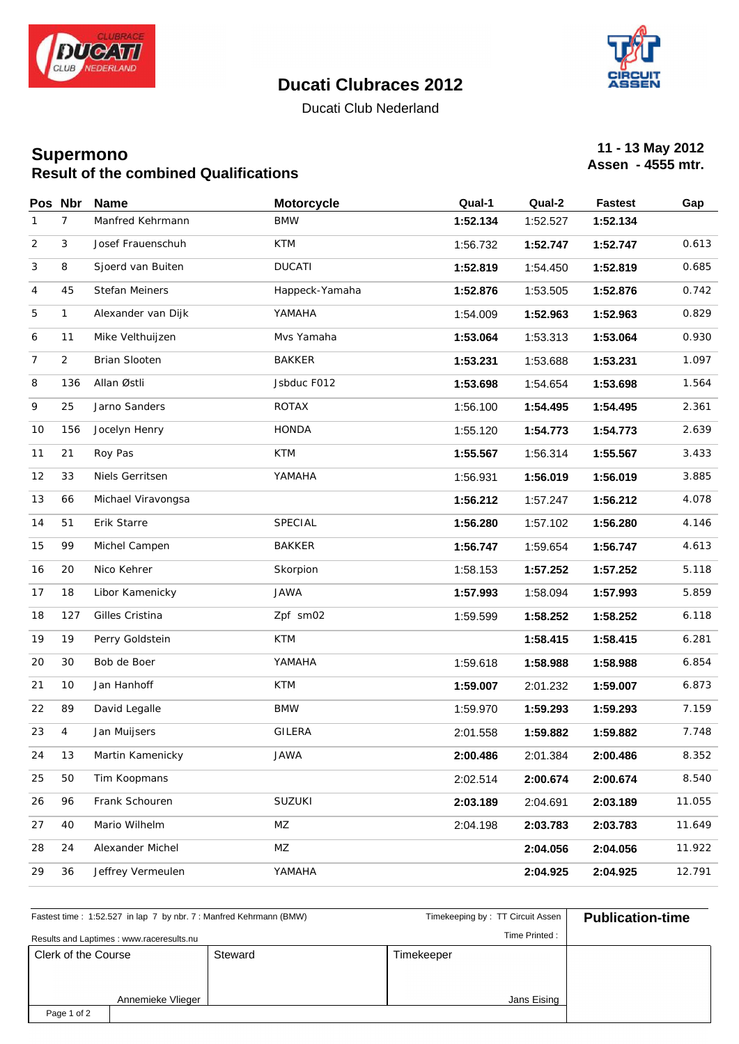# Ducati Clubraces 2012

Ducati Club Nederland

## Supermono
### Result of the combined Qualifications

**11 - 13 May 2012**
**Assen - 4555 mtr.**

| Pos | Nbr | Name | Motorcycle | Qual-1 | Qual-2 | Fastest | Gap |
|---|---|---|---|---|---|---|---|
| 1 | 7 | Manfred Kehrmann | BMW | **1:52.134** | 1:52.527 | **1:52.134** | |
| 2 | 3 | Josef Frauenschuh | KTM | 1:56.732 | **1:52.747** | **1:52.747** | 0.613 |
| 3 | 8 | Sjoerd van Buiten | DUCATI | **1:52.819** | 1:54.450 | **1:52.819** | 0.685 |
| 4 | 45 | Stefan Meiners | Happeck-Yamaha | **1:52.876** | 1:53.505 | **1:52.876** | 0.742 |
| 5 | 1 | Alexander van Dijk | YAMAHA | 1:54.009 | **1:52.963** | **1:52.963** | 0.829 |
| 6 | 11 | Mike Velthuijzen | Mvs Yamaha | **1:53.064** | 1:53.313 | **1:53.064** | 0.930 |
| 7 | 2 | Brian Slooten | BAKKER | **1:53.231** | 1:53.688 | **1:53.231** | 1.097 |
| 8 | 136 | Allan Østli | Jsbduc F012 | **1:53.698** | 1:54.654 | **1:53.698** | 1.564 |
| 9 | 25 | Jarno Sanders | ROTAX | 1:56.100 | **1:54.495** | **1:54.495** | 2.361 |
| 10 | 156 | Jocelyn Henry | HONDA | 1:55.120 | **1:54.773** | **1:54.773** | 2.639 |
| 11 | 21 | Roy Pas | KTM | **1:55.567** | 1:56.314 | **1:55.567** | 3.433 |
| 12 | 33 | Niels Gerritsen | YAMAHA | 1:56.931 | **1:56.019** | **1:56.019** | 3.885 |
| 13 | 66 | Michael Viravongsa | | **1:56.212** | 1:57.247 | **1:56.212** | 4.078 |
| 14 | 51 | Erik Starre | SPECIAL | **1:56.280** | 1:57.102 | **1:56.280** | 4.146 |
| 15 | 99 | Michel Campen | BAKKER | **1:56.747** | 1:59.654 | **1:56.747** | 4.613 |
| 16 | 20 | Nico Kehrer | Skorpion | 1:58.153 | **1:57.252** | **1:57.252** | 5.118 |
| 17 | 18 | Libor Kamenicky | JAWA | **1:57.993** | 1:58.094 | **1:57.993** | 5.859 |
| 18 | 127 | Gilles Cristina | Zpf sm02 | 1:59.599 | **1:58.252** | **1:58.252** | 6.118 |
| 19 | 19 | Perry Goldstein | KTM | | **1:58.415** | **1:58.415** | 6.281 |
| 20 | 30 | Bob de Boer | YAMAHA | 1:59.618 | **1:58.988** | **1:58.988** | 6.854 |
| 21 | 10 | Jan Hanhoff | KTM | **1:59.007** | 2:01.232 | **1:59.007** | 6.873 |
| 22 | 89 | David Legalle | BMW | 1:59.970 | **1:59.293** | **1:59.293** | 7.159 |
| 23 | 4 | Jan Muijsers | GILERA | 2:01.558 | **1:59.882** | **1:59.882** | 7.748 |
| 24 | 13 | Martin Kamenicky | JAWA | **2:00.486** | 2:01.384 | **2:00.486** | 8.352 |
| 25 | 50 | Tim Koopmans | | 2:02.514 | **2:00.674** | **2:00.674** | 8.540 |
| 26 | 96 | Frank Schouren | SUZUKI | **2:03.189** | 2:04.691 | **2:03.189** | 11.055 |
| 27 | 40 | Mario Wilhelm | MZ | 2:04.198 | **2:03.783** | **2:03.783** | 11.649 |
| 28 | 24 | Alexander Michel | MZ | | **2:04.056** | **2:04.056** | 11.922 |
| 29 | 36 | Jeffrey Vermeulen | YAMAHA | | **2:04.925** | **2:04.925** | 12.791 |

Fastest time : 1:52.527 in lap 7 by nbr. 7 : Manfred Kehrmann (BMW)

Timekeeping by : TT Circuit Assen

**Publication-time**

Results and Laptimes : www.raceresults.nu

Time Printed :

| Clerk of the Course | Steward | Timekeeper |
|---|---|---|
| Annemieke Vlieger | | Jans Eising |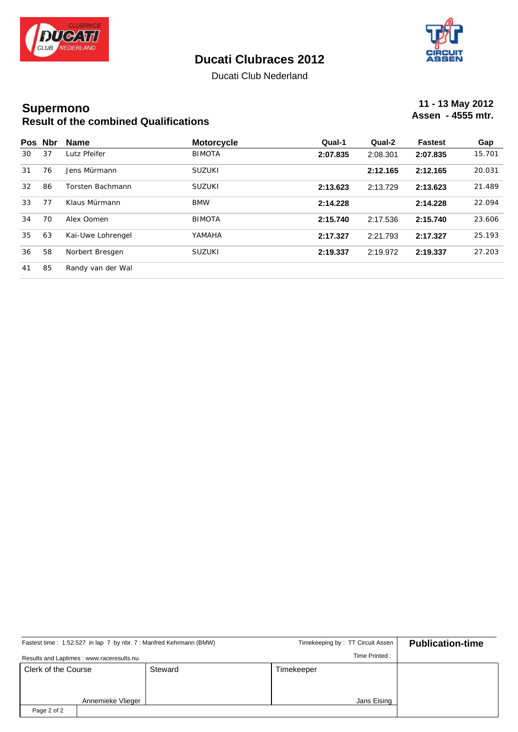# Ducati Clubraces 2012

Ducati Club Nederland

## Supermono
### Result of the combined Qualifications

**11 - 13 May 2012**
**Assen - 4555 mtr.**

| Pos | Nbr | Name | Motorcycle | Qual-1 | Qual-2 | Fastest | Gap |
|---|---|---|---|---|---|---|---|
| 30 | 37 | Lutz Pfeifer | BIMOTA | **2:07.835** | 2:08.301 | **2:07.835** | 15.701 |
| 31 | 76 | Jens Mürmann | SUZUKI | | **2:12.165** | **2:12.165** | 20.031 |
| 32 | 86 | Torsten Bachmann | SUZUKI | **2:13.623** | 2:13.729 | **2:13.623** | 21.489 |
| 33 | 77 | Klaus Mürmann | BMW | **2:14.228** | | **2:14.228** | 22.094 |
| 34 | 70 | Alex Oomen | BIMOTA | **2:15.740** | 2:17.536 | **2:15.740** | 23.606 |
| 35 | 63 | Kai-Uwe Lohrengel | YAMAHA | **2:17.327** | 2:21.793 | **2:17.327** | 25.193 |
| 36 | 58 | Norbert Bresgen | SUZUKI | **2:19.337** | 2:19.972 | **2:19.337** | 27.203 |
| 41 | 85 | Randy van der Wal | | | | | |

Fastest time : 1:52.527 in lap 7 by nbr. 7 : Manfred Kehrmann (BMW)

Timekeeping by : TT Circuit Assen

Results and Laptimes : www.raceresults.nu

Time Printed :

**Publication-time**

| Clerk of the Course | Steward | Timekeeper |
|---|---|---|
| Annemieke Vlieger | | Jans Eising |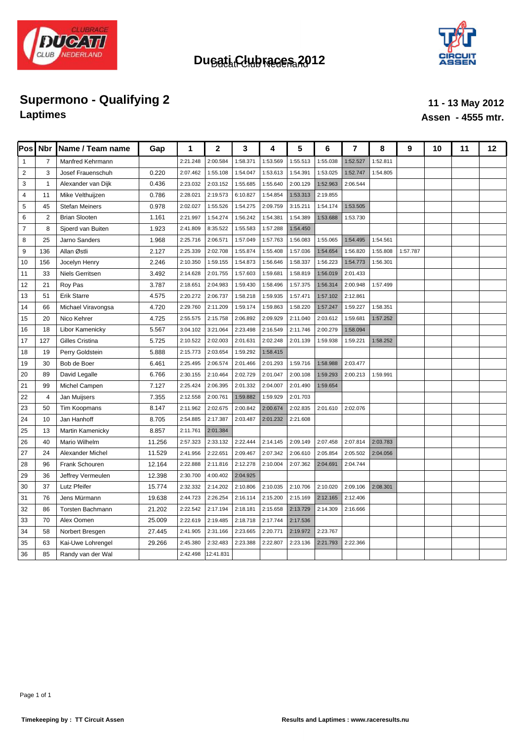# Ducati Clubraces 2012

## Supermono - Qualifying 2

**Laptimes**

**11 - 13 May 2012**

**Assen - 4555 mtr.**

| Pos | Nbr | Name / Team name | Gap | 1 | 2 | 3 | 4 | 5 | 6 | 7 | 8 | 9 | 10 | 11 | 12 |
|---|---|---|---|---|---|---|---|---|---|---|---|---|---|---|---|
| 1 | 7 | Manfred Kehrmann | | 2:21.248 | 2:00.584 | 1:58.371 | 1:53.569 | 1:55.513 | 1:55.038 | 1:52.527 | 1:52.811 | | | | |
| 2 | 3 | Josef Frauenschuh | 0.220 | 2:07.462 | 1:55.108 | 1:54.047 | 1:53.613 | 1:54.391 | 1:53.025 | 1:52.747 | 1:54.805 | | | | |
| 3 | 1 | Alexander van Dijk | 0.436 | 2:23.032 | 2:03.152 | 1:55.685 | 1:55.640 | 2:00.129 | 1:52.963 | 2:06.544 | | | | | |
| 4 | 11 | Mike Velthuijzen | 0.786 | 2:28.021 | 2:19.573 | 6:10.827 | 1:54.854 | 1:53.313 | 2:19.855 | | | | | | |
| 5 | 45 | Stefan Meiners | 0.978 | 2:02.027 | 1:55.526 | 1:54.275 | 2:09.759 | 3:15.211 | 1:54.174 | 1:53.505 | | | | | |
| 6 | 2 | Brian Slooten | 1.161 | 2:21.997 | 1:54.274 | 1:56.242 | 1:54.381 | 1:54.389 | 1:53.688 | 1:53.730 | | | | | |
| 7 | 8 | Sjoerd van Buiten | 1.923 | 2:41.809 | 8:35.522 | 1:55.583 | 1:57.288 | 1:54.450 | | | | | | | |
| 8 | 25 | Jarno Sanders | 1.968 | 2:25.716 | 2:06.571 | 1:57.049 | 1:57.763 | 1:56.083 | 1:55.065 | 1:54.495 | 1:54.561 | | | | |
| 9 | 136 | Allan Østli | 2.127 | 2:25.339 | 2:02.708 | 1:55.874 | 1:55.408 | 1:57.036 | 1:54.654 | 1:56.820 | 1:55.808 | 1:57.787 | | | |
| 10 | 156 | Jocelyn Henry | 2.246 | 2:10.350 | 1:59.155 | 1:54.873 | 1:56.646 | 1:58.337 | 1:56.223 | 1:54.773 | 1:56.301 | | | | |
| 11 | 33 | Niels Gerritsen | 3.492 | 2:14.628 | 2:01.755 | 1:57.603 | 1:59.681 | 1:58.819 | 1:56.019 | 2:01.433 | | | | | |
| 12 | 21 | Roy Pas | 3.787 | 2:18.651 | 2:04.983 | 1:59.430 | 1:58.496 | 1:57.375 | 1:56.314 | 2:00.948 | 1:57.499 | | | | |
| 13 | 51 | Erik Starre | 4.575 | 2:20.272 | 2:06.737 | 1:58.218 | 1:59.935 | 1:57.471 | 1:57.102 | 2:12.861 | | | | | |
| 14 | 66 | Michael Viravongsa | 4.720 | 2:29.760 | 2:11.209 | 1:59.174 | 1:59.863 | 1:58.220 | 1:57.247 | 1:59.227 | 1:58.351 | | | | |
| 15 | 20 | Nico Kehrer | 4.725 | 2:55.575 | 2:15.758 | 2:06.892 | 2:09.929 | 2:11.040 | 2:03.612 | 1:59.681 | 1:57.252 | | | | |
| 16 | 18 | Libor Kamenicky | 5.567 | 3:04.102 | 3:21.064 | 2:23.498 | 2:16.549 | 2:11.746 | 2:00.279 | 1:58.094 | | | | | |
| 17 | 127 | Gilles Cristina | 5.725 | 2:10.522 | 2:02.003 | 2:01.631 | 2:02.248 | 2:01.139 | 1:59.938 | 1:59.221 | 1:58.252 | | | | |
| 18 | 19 | Perry Goldstein | 5.888 | 2:15.773 | 2:03.654 | 1:59.292 | 1:58.415 | | | | | | | | |
| 19 | 30 | Bob de Boer | 6.461 | 2:25.495 | 2:06.574 | 2:01.466 | 2:01.293 | 1:59.716 | 1:58.988 | 2:03.477 | | | | | |
| 20 | 89 | David Legalle | 6.766 | 2:30.155 | 2:10.464 | 2:02.729 | 2:01.047 | 2:00.108 | 1:59.293 | 2:00.213 | 1:59.991 | | | | |
| 21 | 99 | Michel Campen | 7.127 | 2:25.424 | 2:06.395 | 2:01.332 | 2:04.007 | 2:01.490 | 1:59.654 | | | | | | |
| 22 | 4 | Jan Muijsers | 7.355 | 2:12.558 | 2:00.761 | 1:59.882 | 1:59.929 | 2:01.703 | | | | | | | |
| 23 | 50 | Tim Koopmans | 8.147 | 2:11.962 | 2:02.675 | 2:00.842 | 2:00.674 | 2:02.835 | 2:01.610 | 2:02.076 | | | | | |
| 24 | 10 | Jan Hanhoff | 8.705 | 2:54.885 | 2:17.387 | 2:03.487 | 2:01.232 | 2:21.608 | | | | | | | |
| 25 | 13 | Martin Kamenicky | 8.857 | 2:11.761 | 2:01.384 | | | | | | | | | | |
| 26 | 40 | Mario Wilhelm | 11.256 | 2:57.323 | 2:33.132 | 2:22.444 | 2:14.145 | 2:09.149 | 2:07.458 | 2:07.814 | 2:03.783 | | | | |
| 27 | 24 | Alexander Michel | 11.529 | 2:41.956 | 2:22.651 | 2:09.467 | 2:07.342 | 2:06.610 | 2:05.854 | 2:05.502 | 2:04.056 | | | | |
| 28 | 96 | Frank Schouren | 12.164 | 2:22.888 | 2:11.816 | 2:12.278 | 2:10.004 | 2:07.362 | 2:04.691 | 2:04.744 | | | | | |
| 29 | 36 | Jeffrey Vermeulen | 12.398 | 2:30.700 | 4:00.402 | 2:04.925 | | | | | | | | | |
| 30 | 37 | Lutz Pfeifer | 15.774 | 2:32.332 | 2:14.202 | 2:10.806 | 2:10.035 | 2:10.706 | 2:10.020 | 2:09.106 | 2:08.301 | | | | |
| 31 | 76 | Jens Mürmann | 19.638 | 2:44.723 | 2:26.254 | 2:16.114 | 2:15.200 | 2:15.169 | 2:12.165 | 2:12.406 | | | | | |
| 32 | 86 | Torsten Bachmann | 21.202 | 2:22.542 | 2:17.194 | 2:18.181 | 2:15.658 | 2:13.729 | 2:14.309 | 2:16.666 | | | | | |
| 33 | 70 | Alex Oomen | 25.009 | 2:22.619 | 2:19.485 | 2:18.718 | 2:17.744 | 2:17.536 | | | | | | | |
| 34 | 58 | Norbert Bresgen | 27.445 | 2:41.905 | 2:31.166 | 2:23.665 | 2:20.771 | 2:19.972 | 2:23.767 | | | | | | |
| 35 | 63 | Kai-Uwe Lohrengel | 29.266 | 2:45.380 | 2:32.483 | 2:23.388 | 2:22.807 | 2:23.136 | 2:21.793 | 2:22.366 | | | | | |
| 36 | 85 | Randy van der Wal | | 2:42.498 | 12:41.831 | | | | | | | | | | |

**Timekeeping by : TT Circuit Assen**

**Results and Laptimes : www.raceresults.nu**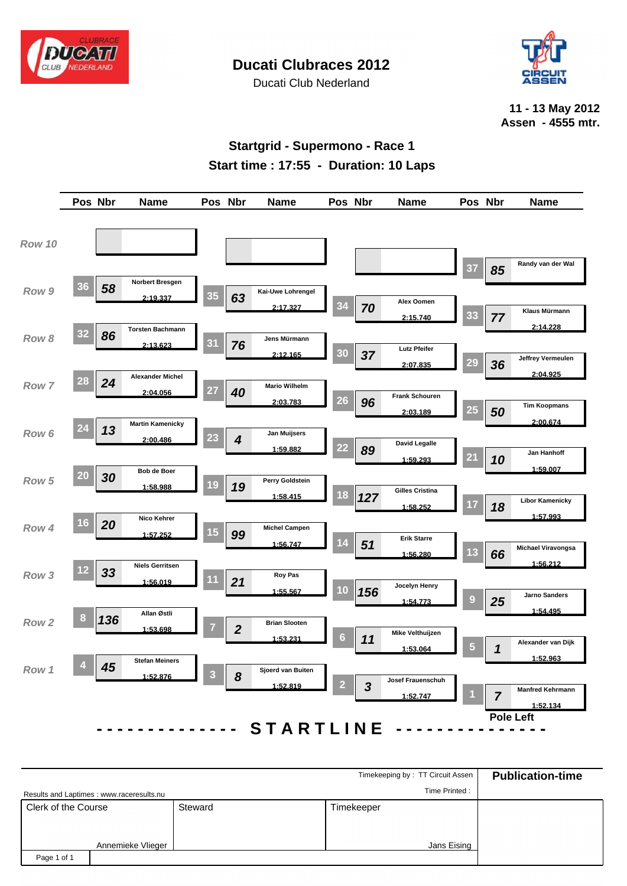# Ducati Clubraces 2012

Ducati Club Nederland

**11 - 13 May 2012**
**Assen - 4555 mtr.**

## Startgrid - Supermono - Race 1

**Start time : 17:55 - Duration: 10 Laps**

| Row | Pos | Nbr | Name | Pos | Nbr | Name | Pos | Nbr | Name | Pos | Nbr | Name |
|---|---|---|---|---|---|---|---|---|---|---|---|---|
| Row 10 | | | | | | | | | | 37 | 85 | Randy van der Wal |
| Row 9 | 36 | 58 | Norbert Bresgen 2:19.337 | 35 | 63 | Kai-Uwe Lohrengel 2:17.327 | 34 | 70 | Alex Oomen 2:15.740 | 33 | 77 | Klaus Mürmann 2:14.228 |
| Row 8 | 32 | 86 | Torsten Bachmann 2:13.623 | 31 | 76 | Jens Mürmann 2:12.165 | 30 | 37 | Lutz Pfeifer 2:07.835 | 29 | 36 | Jeffrey Vermeulen 2:04.925 |
| Row 7 | 28 | 24 | Alexander Michel 2:04.056 | 27 | 40 | Mario Wilhelm 2:03.783 | 26 | 96 | Frank Schouren 2:03.189 | 25 | 50 | Tim Koopmans 2:00.674 |
| Row 6 | 24 | 13 | Martin Kamenicky 2:00.486 | 23 | 4 | Jan Muijsers 1:59.882 | 22 | 89 | David Legalle 1:59.293 | 21 | 10 | Jan Hanhoff 1:59.007 |
| Row 5 | 20 | 30 | Bob de Boer 1:58.988 | 19 | 19 | Perry Goldstein 1:58.415 | 18 | 127 | Gilles Cristina 1:58.252 | 17 | 18 | Libor Kamenicky 1:57.993 |
| Row 4 | 16 | 20 | Nico Kehrer 1:57.252 | 15 | 99 | Michel Campen 1:56.747 | 14 | 51 | Erik Starre 1:56.280 | 13 | 66 | Michael Viravongsa 1:56.212 |
| Row 3 | 12 | 33 | Niels Gerritsen 1:56.019 | 11 | 21 | Roy Pas 1:55.567 | 10 | 156 | Jocelyn Henry 1:54.773 | 9 | 25 | Jarno Sanders 1:54.495 |
| Row 2 | 8 | 136 | Allan Østli 1:53.698 | 7 | 2 | Brian Slooten 1:53.231 | 6 | 11 | Mike Velthuijzen 1:53.064 | 5 | 1 | Alexander van Dijk 1:52.963 |
| Row 1 | 4 | 45 | Stefan Meiners 1:52.876 | 3 | 8 | Sjoerd van Buiten 1:52.819 | 2 | 3 | Josef Frauenschuh 1:52.747 | 1 | 7 | Manfred Kehrmann 1:52.134 |

Pole Left

**-------------- STARTLINE ---------------**

Timekeeping by : TT Circuit Assen

**Publication-time**

Results and Laptimes : www.raceresults.nu

Time Printed :

| Clerk of the Course | Steward | Timekeeper |
|---|---|---|
| Annemieke Vlieger | | Jans Eising |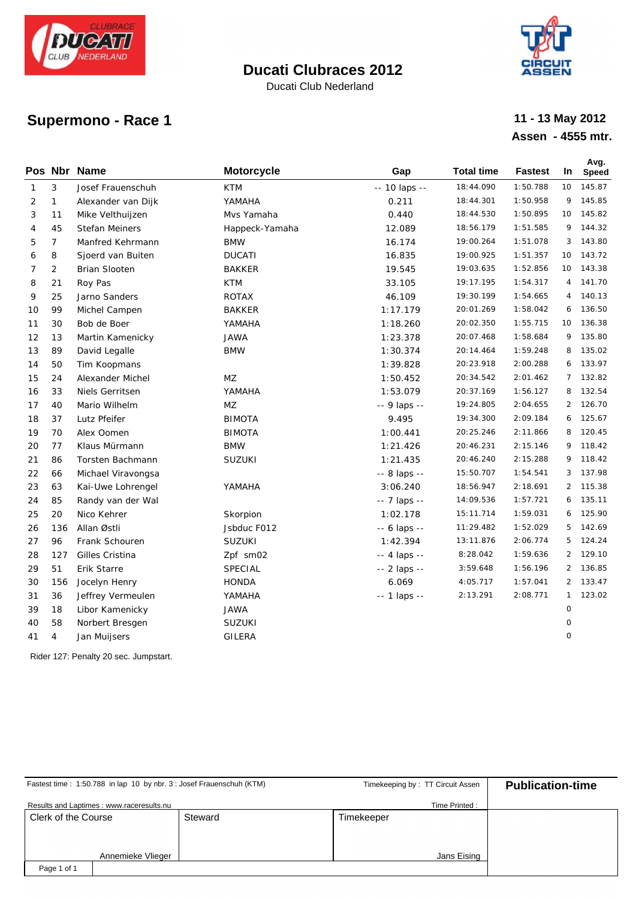# Ducati Clubraces 2012

Ducati Club Nederland

## Supermono - Race 1

**11 - 13 May 2012**

**Assen - 4555 mtr.**

| Pos | Nbr | Name | Motorcycle | Gap | Total time | Fastest | In | Avg. Speed |
|---|---|---|---|---|---|---|---|---|
| 1 | 3 | Josef Frauenschuh | KTM | -- 10 laps -- | 18:44.090 | 1:50.788 | 10 | 145.87 |
| 2 | 1 | Alexander van Dijk | YAMAHA | 0.211 | 18:44.301 | 1:50.958 | 9 | 145.85 |
| 3 | 11 | Mike Velthuijzen | Mvs Yamaha | 0.440 | 18:44.530 | 1:50.895 | 10 | 145.82 |
| 4 | 45 | Stefan Meiners | Happeck-Yamaha | 12.089 | 18:56.179 | 1:51.585 | 9 | 144.32 |
| 5 | 7 | Manfred Kehrmann | BMW | 16.174 | 19:00.264 | 1:51.078 | 3 | 143.80 |
| 6 | 8 | Sjoerd van Buiten | DUCATI | 16.835 | 19:00.925 | 1:51.357 | 10 | 143.72 |
| 7 | 2 | Brian Slooten | BAKKER | 19.545 | 19:03.635 | 1:52.856 | 10 | 143.38 |
| 8 | 21 | Roy Pas | KTM | 33.105 | 19:17.195 | 1:54.317 | 4 | 141.70 |
| 9 | 25 | Jarno Sanders | ROTAX | 46.109 | 19:30.199 | 1:54.665 | 4 | 140.13 |
| 10 | 99 | Michel Campen | BAKKER | 1:17.179 | 20:01.269 | 1:58.042 | 6 | 136.50 |
| 11 | 30 | Bob de Boer | YAMAHA | 1:18.260 | 20:02.350 | 1:55.715 | 10 | 136.38 |
| 12 | 13 | Martin Kamenicky | JAWA | 1:23.378 | 20:07.468 | 1:58.684 | 9 | 135.80 |
| 13 | 89 | David Legalle | BMW | 1:30.374 | 20:14.464 | 1:59.248 | 8 | 135.02 |
| 14 | 50 | Tim Koopmans | | 1:39.828 | 20:23.918 | 2:00.288 | 6 | 133.97 |
| 15 | 24 | Alexander Michel | MZ | 1:50.452 | 20:34.542 | 2:01.462 | 7 | 132.82 |
| 16 | 33 | Niels Gerritsen | YAMAHA | 1:53.079 | 20:37.169 | 1:56.127 | 8 | 132.54 |
| 17 | 40 | Mario Wilhelm | MZ | -- 9 laps -- | 19:24.805 | 2:04.655 | 2 | 126.70 |
| 18 | 37 | Lutz Pfeifer | BIMOTA | 9.495 | 19:34.300 | 2:09.184 | 6 | 125.67 |
| 19 | 70 | Alex Oomen | BIMOTA | 1:00.441 | 20:25.246 | 2:11.866 | 8 | 120.45 |
| 20 | 77 | Klaus Mürmann | BMW | 1:21.426 | 20:46.231 | 2:15.146 | 9 | 118.42 |
| 21 | 86 | Torsten Bachmann | SUZUKI | 1:21.435 | 20:46.240 | 2:15.288 | 9 | 118.42 |
| 22 | 66 | Michael Viravongsa | | -- 8 laps -- | 15:50.707 | 1:54.541 | 3 | 137.98 |
| 23 | 63 | Kai-Uwe Lohrengel | YAMAHA | 3:06.240 | 18:56.947 | 2:18.691 | 2 | 115.38 |
| 24 | 85 | Randy van der Wal | | -- 7 laps -- | 14:09.536 | 1:57.721 | 6 | 135.11 |
| 25 | 20 | Nico Kehrer | Skorpion | 1:02.178 | 15:11.714 | 1:59.031 | 6 | 125.90 |
| 26 | 136 | Allan Østli | Jsbduc F012 | -- 6 laps -- | 11:29.482 | 1:52.029 | 5 | 142.69 |
| 27 | 96 | Frank Schouren | SUZUKI | 1:42.394 | 13:11.876 | 2:06.774 | 5 | 124.24 |
| 28 | 127 | Gilles Cristina | Zpf sm02 | -- 4 laps -- | 8:28.042 | 1:59.636 | 2 | 129.10 |
| 29 | 51 | Erik Starre | SPECIAL | -- 2 laps -- | 3:59.648 | 1:56.196 | 2 | 136.85 |
| 30 | 156 | Jocelyn Henry | HONDA | 6.069 | 4:05.717 | 1:57.041 | 2 | 133.47 |
| 31 | 36 | Jeffrey Vermeulen | YAMAHA | -- 1 laps -- | 2:13.291 | 2:08.771 | 1 | 123.02 |
| 39 | 18 | Libor Kamenicky | JAWA | | | | 0 | |
| 40 | 58 | Norbert Bresgen | SUZUKI | | | | 0 | |
| 41 | 4 | Jan Muijsers | GILERA | | | | 0 | |

Rider 127: Penalty 20 sec. Jumpstart.

Fastest time : 1:50.788 in lap 10 by nbr. 3 : Josef Frauenschuh (KTM)

Timekeeping by : TT Circuit Assen

**Publication-time**

Results and Laptimes : www.raceresults.nu

Time Printed :

| Clerk of the Course | Steward | Timekeeper |
|---|---|---|
| Annemieke Vlieger | | Jans Eising |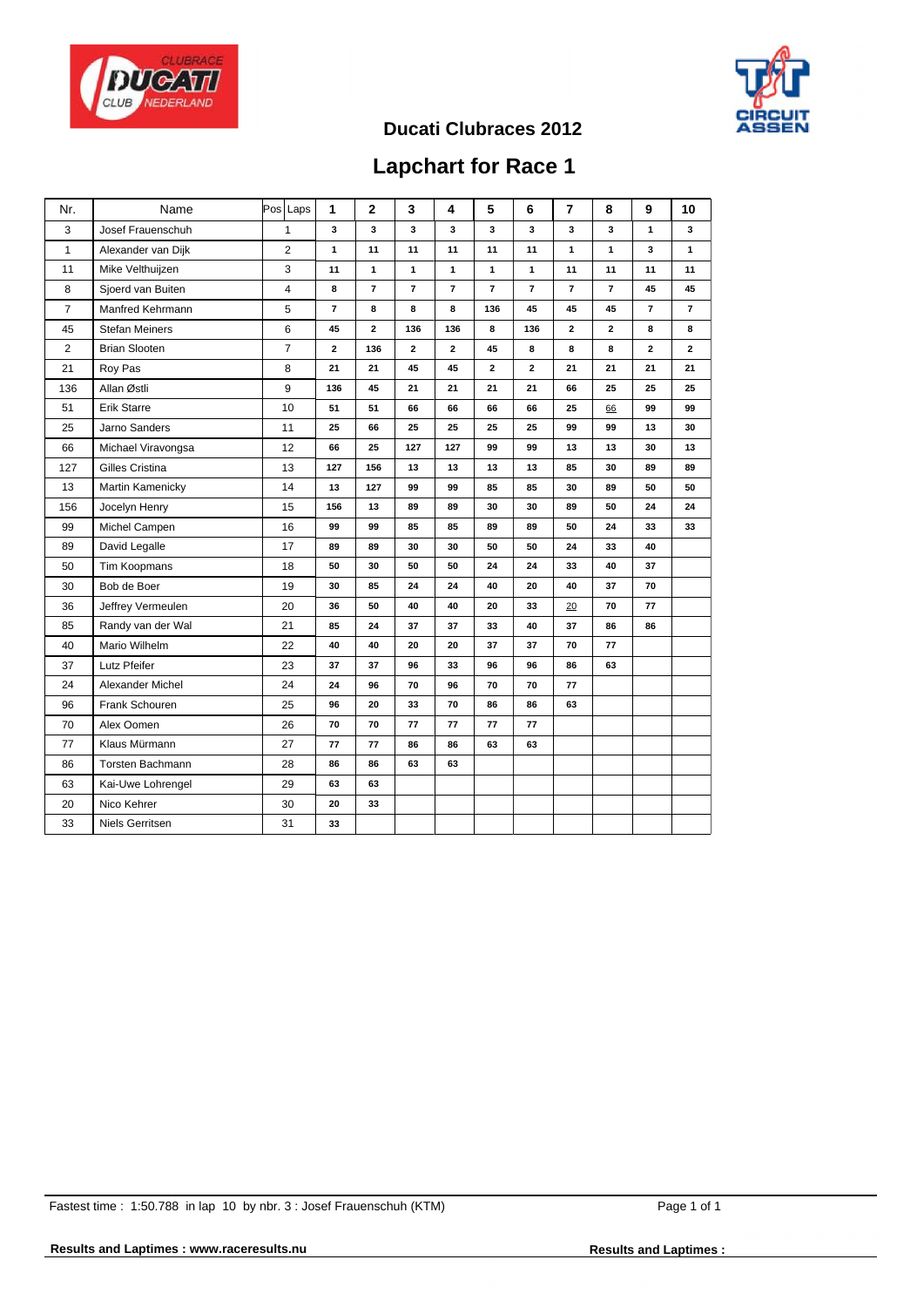## Ducati Clubraces 2012

# Lapchart for Race 1

| Nr. | Name | Pos Laps | 1 | 2 | 3 | 4 | 5 | 6 | 7 | 8 | 9 | 10 |
|---|---|---|---|---|---|---|---|---|---|---|---|---|
| 3 | Josef Frauenschuh | 1 | 3 | 3 | 3 | 3 | 3 | 3 | 3 | 3 | 1 | 3 |
| 1 | Alexander van Dijk | 2 | 1 | 11 | 11 | 11 | 11 | 11 | 1 | 1 | 3 | 1 |
| 11 | Mike Velthuijzen | 3 | 11 | 1 | 1 | 1 | 1 | 1 | 11 | 11 | 11 | 11 |
| 8 | Sjoerd van Buiten | 4 | 8 | 7 | 7 | 7 | 7 | 7 | 7 | 7 | 45 | 45 |
| 7 | Manfred Kehrmann | 5 | 7 | 8 | 8 | 8 | 136 | 45 | 45 | 45 | 7 | 7 |
| 45 | Stefan Meiners | 6 | 45 | 2 | 136 | 136 | 8 | 136 | 2 | 2 | 8 | 8 |
| 2 | Brian Slooten | 7 | 2 | 136 | 2 | 2 | 45 | 8 | 8 | 8 | 2 | 2 |
| 21 | Roy Pas | 8 | 21 | 21 | 45 | 45 | 2 | 2 | 21 | 21 | 21 | 21 |
| 136 | Allan Østli | 9 | 136 | 45 | 21 | 21 | 21 | 21 | 66 | 25 | 25 | 25 |
| 51 | Erik Starre | 10 | 51 | 51 | 66 | 66 | 66 | 66 | 25 | 66 | 99 | 99 |
| 25 | Jarno Sanders | 11 | 25 | 66 | 25 | 25 | 25 | 25 | 99 | 99 | 13 | 30 |
| 66 | Michael Viravongsa | 12 | 66 | 25 | 127 | 127 | 99 | 99 | 13 | 13 | 30 | 13 |
| 127 | Gilles Cristina | 13 | 127 | 156 | 13 | 13 | 13 | 13 | 85 | 30 | 89 | 89 |
| 13 | Martin Kamenicky | 14 | 13 | 127 | 99 | 99 | 85 | 85 | 30 | 89 | 50 | 50 |
| 156 | Jocelyn Henry | 15 | 156 | 13 | 89 | 89 | 30 | 30 | 89 | 50 | 24 | 24 |
| 99 | Michel Campen | 16 | 99 | 99 | 85 | 85 | 89 | 89 | 50 | 24 | 33 | 33 |
| 89 | David Legalle | 17 | 89 | 89 | 30 | 30 | 50 | 50 | 24 | 33 | 40 | |
| 50 | Tim Koopmans | 18 | 50 | 30 | 50 | 50 | 24 | 24 | 33 | 40 | 37 | |
| 30 | Bob de Boer | 19 | 30 | 85 | 24 | 24 | 40 | 20 | 40 | 37 | 70 | |
| 36 | Jeffrey Vermeulen | 20 | 36 | 50 | 40 | 40 | 20 | 33 | 20 | 70 | 77 | |
| 85 | Randy van der Wal | 21 | 85 | 24 | 37 | 37 | 33 | 40 | 37 | 86 | 86 | |
| 40 | Mario Wilhelm | 22 | 40 | 40 | 20 | 20 | 37 | 37 | 70 | 77 | | |
| 37 | Lutz Pfeifer | 23 | 37 | 37 | 96 | 33 | 96 | 96 | 86 | 63 | | |
| 24 | Alexander Michel | 24 | 24 | 96 | 70 | 96 | 70 | 70 | 77 | | | |
| 96 | Frank Schouren | 25 | 96 | 20 | 33 | 70 | 86 | 86 | 63 | | | |
| 70 | Alex Oomen | 26 | 70 | 70 | 77 | 77 | 77 | 77 | | | | |
| 77 | Klaus Mürmann | 27 | 77 | 77 | 86 | 86 | 63 | 63 | | | | |
| 86 | Torsten Bachmann | 28 | 86 | 86 | 63 | 63 | | | | | | |
| 63 | Kai-Uwe Lohrengel | 29 | 63 | 63 | | | | | | | | |
| 20 | Nico Kehrer | 30 | 20 | 33 | | | | | | | | |
| 33 | Niels Gerritsen | 31 | 33 | | | | | | | | | |

Fastest time : 1:50.788 in lap 10 by nbr. 3 : Josef Frauenschuh (KTM)

Results and Laptimes : www.raceresults.nu

Results and Laptimes :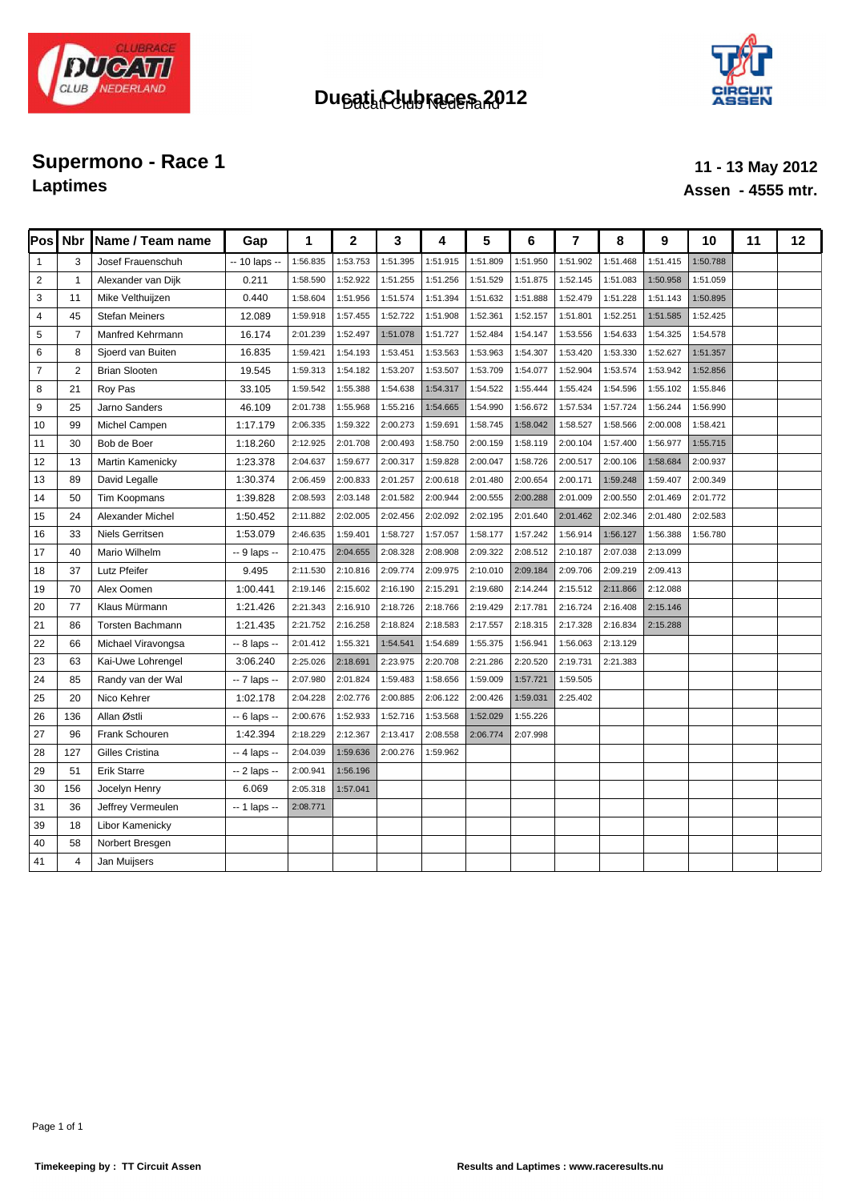# Ducati Clubraces 2012

## Supermono - Race 1

**Laptimes**

**11 - 13 May 2012**

**Assen - 4555 mtr.**

| Pos | Nbr | Name / Team name | Gap | 1 | 2 | 3 | 4 | 5 | 6 | 7 | 8 | 9 | 10 | 11 | 12 |
|---|---|---|---|---|---|---|---|---|---|---|---|---|---|---|---|
| 1 | 3 | Josef Frauenschuh | -- 10 laps -- | 1:56.835 | 1:53.753 | 1:51.395 | 1:51.915 | 1:51.809 | 1:51.950 | 1:51.902 | 1:51.468 | 1:51.415 | 1:50.788 | | |
| 2 | 1 | Alexander van Dijk | 0.211 | 1:58.590 | 1:52.922 | 1:51.255 | 1:51.256 | 1:51.529 | 1:51.875 | 1:52.145 | 1:51.083 | 1:50.958 | 1:51.059 | | |
| 3 | 11 | Mike Velthuijzen | 0.440 | 1:58.604 | 1:51.956 | 1:51.574 | 1:51.394 | 1:51.632 | 1:51.888 | 1:52.479 | 1:51.228 | 1:51.143 | 1:50.895 | | |
| 4 | 45 | Stefan Meiners | 12.089 | 1:59.918 | 1:57.455 | 1:52.722 | 1:51.908 | 1:52.361 | 1:52.157 | 1:51.801 | 1:52.251 | 1:51.585 | 1:52.425 | | |
| 5 | 7 | Manfred Kehrmann | 16.174 | 2:01.239 | 1:52.497 | 1:51.078 | 1:51.727 | 1:52.484 | 1:54.147 | 1:53.556 | 1:54.633 | 1:54.325 | 1:54.578 | | |
| 6 | 8 | Sjoerd van Buiten | 16.835 | 1:59.421 | 1:54.193 | 1:53.451 | 1:53.563 | 1:53.963 | 1:54.307 | 1:53.420 | 1:53.330 | 1:52.627 | 1:51.357 | | |
| 7 | 2 | Brian Slooten | 19.545 | 1:59.313 | 1:54.182 | 1:53.207 | 1:53.507 | 1:53.709 | 1:54.077 | 1:52.904 | 1:53.574 | 1:53.942 | 1:52.856 | | |
| 8 | 21 | Roy Pas | 33.105 | 1:59.542 | 1:55.388 | 1:54.638 | 1:54.317 | 1:54.522 | 1:55.444 | 1:55.424 | 1:54.596 | 1:55.102 | 1:55.846 | | |
| 9 | 25 | Jarno Sanders | 46.109 | 2:01.738 | 1:55.968 | 1:55.216 | 1:54.665 | 1:54.990 | 1:56.672 | 1:57.534 | 1:57.724 | 1:56.244 | 1:56.990 | | |
| 10 | 99 | Michel Campen | 1:17.179 | 2:06.335 | 1:59.322 | 2:00.273 | 1:59.691 | 1:58.745 | 1:58.042 | 1:58.527 | 1:58.566 | 2:00.008 | 1:58.421 | | |
| 11 | 30 | Bob de Boer | 1:18.260 | 2:12.925 | 2:01.708 | 2:00.493 | 1:58.750 | 2:00.159 | 1:58.119 | 2:00.104 | 1:57.400 | 1:56.977 | 1:55.715 | | |
| 12 | 13 | Martin Kamenicky | 1:23.378 | 2:04.637 | 1:59.677 | 2:00.317 | 1:59.828 | 2:00.047 | 1:58.726 | 2:00.517 | 2:00.106 | 1:58.684 | 2:00.937 | | |
| 13 | 89 | David Legalle | 1:30.374 | 2:06.459 | 2:00.833 | 2:01.257 | 2:00.618 | 2:01.480 | 2:00.654 | 2:00.171 | 1:59.248 | 1:59.407 | 2:00.349 | | |
| 14 | 50 | Tim Koopmans | 1:39.828 | 2:08.593 | 2:03.148 | 2:01.582 | 2:00.944 | 2:00.555 | 2:00.288 | 2:01.009 | 2:00.550 | 2:01.469 | 2:01.772 | | |
| 15 | 24 | Alexander Michel | 1:50.452 | 2:11.882 | 2:02.005 | 2:02.456 | 2:02.092 | 2:02.195 | 2:01.640 | 2:01.462 | 2:02.346 | 2:01.480 | 2:02.583 | | |
| 16 | 33 | Niels Gerritsen | 1:53.079 | 2:46.635 | 1:59.401 | 1:58.727 | 1:57.057 | 1:58.177 | 1:57.242 | 1:56.914 | 1:56.127 | 1:56.388 | 1:56.780 | | |
| 17 | 40 | Mario Wilhelm | -- 9 laps -- | 2:10.475 | 2:04.655 | 2:08.328 | 2:08.908 | 2:09.322 | 2:08.512 | 2:10.187 | 2:07.038 | 2:13.099 | | | |
| 18 | 37 | Lutz Pfeifer | 9.495 | 2:11.530 | 2:10.816 | 2:09.774 | 2:09.975 | 2:10.010 | 2:09.184 | 2:09.706 | 2:09.219 | 2:09.413 | | | |
| 19 | 70 | Alex Oomen | 1:00.441 | 2:19.146 | 2:15.602 | 2:16.190 | 2:15.291 | 2:19.680 | 2:14.244 | 2:15.512 | 2:11.866 | 2:12.088 | | | |
| 20 | 77 | Klaus Mürmann | 1:21.426 | 2:21.343 | 2:16.910 | 2:18.726 | 2:18.766 | 2:19.429 | 2:17.781 | 2:16.724 | 2:16.408 | 2:15.146 | | | |
| 21 | 86 | Torsten Bachmann | 1:21.435 | 2:21.752 | 2:16.258 | 2:18.824 | 2:18.583 | 2:17.557 | 2:18.315 | 2:17.328 | 2:16.834 | 2:15.288 | | | |
| 22 | 66 | Michael Viravongsa | -- 8 laps -- | 2:01.412 | 1:55.321 | 1:54.541 | 1:54.689 | 1:55.375 | 1:56.941 | 1:56.063 | 2:13.129 | | | | |
| 23 | 63 | Kai-Uwe Lohrengel | 3:06.240 | 2:25.026 | 2:18.691 | 2:23.975 | 2:20.708 | 2:21.286 | 2:20.520 | 2:19.731 | 2:21.383 | | | | |
| 24 | 85 | Randy van der Wal | -- 7 laps -- | 2:07.980 | 2:01.824 | 1:59.483 | 1:58.656 | 1:59.009 | 1:57.721 | 1:59.505 | | | | | |
| 25 | 20 | Nico Kehrer | 1:02.178 | 2:04.228 | 2:02.776 | 2:00.885 | 2:06.122 | 2:00.426 | 1:59.031 | 2:25.402 | | | | | |
| 26 | 136 | Allan Østli | -- 6 laps -- | 2:00.676 | 1:52.933 | 1:52.716 | 1:53.568 | 1:52.029 | 1:55.226 | | | | | | |
| 27 | 96 | Frank Schouren | 1:42.394 | 2:18.229 | 2:12.367 | 2:13.417 | 2:08.558 | 2:06.774 | 2:07.998 | | | | | | |
| 28 | 127 | Gilles Cristina | -- 4 laps -- | 2:04.039 | 1:59.636 | 2:00.276 | 1:59.962 | | | | | | | | |
| 29 | 51 | Erik Starre | -- 2 laps -- | 2:00.941 | 1:56.196 | | | | | | | | | | |
| 30 | 156 | Jocelyn Henry | 6.069 | 2:05.318 | 1:57.041 | | | | | | | | | | |
| 31 | 36 | Jeffrey Vermeulen | -- 1 laps -- | 2:08.771 | | | | | | | | | | | |
| 39 | 18 | Libor Kamenicky | | | | | | | | | | | | | |
| 40 | 58 | Norbert Bresgen | | | | | | | | | | | | | |
| 41 | 4 | Jan Muijsers | | | | | | | | | | | | | |

**Timekeeping by : TT Circuit Assen** **Results and Laptimes : www.raceresults.nu**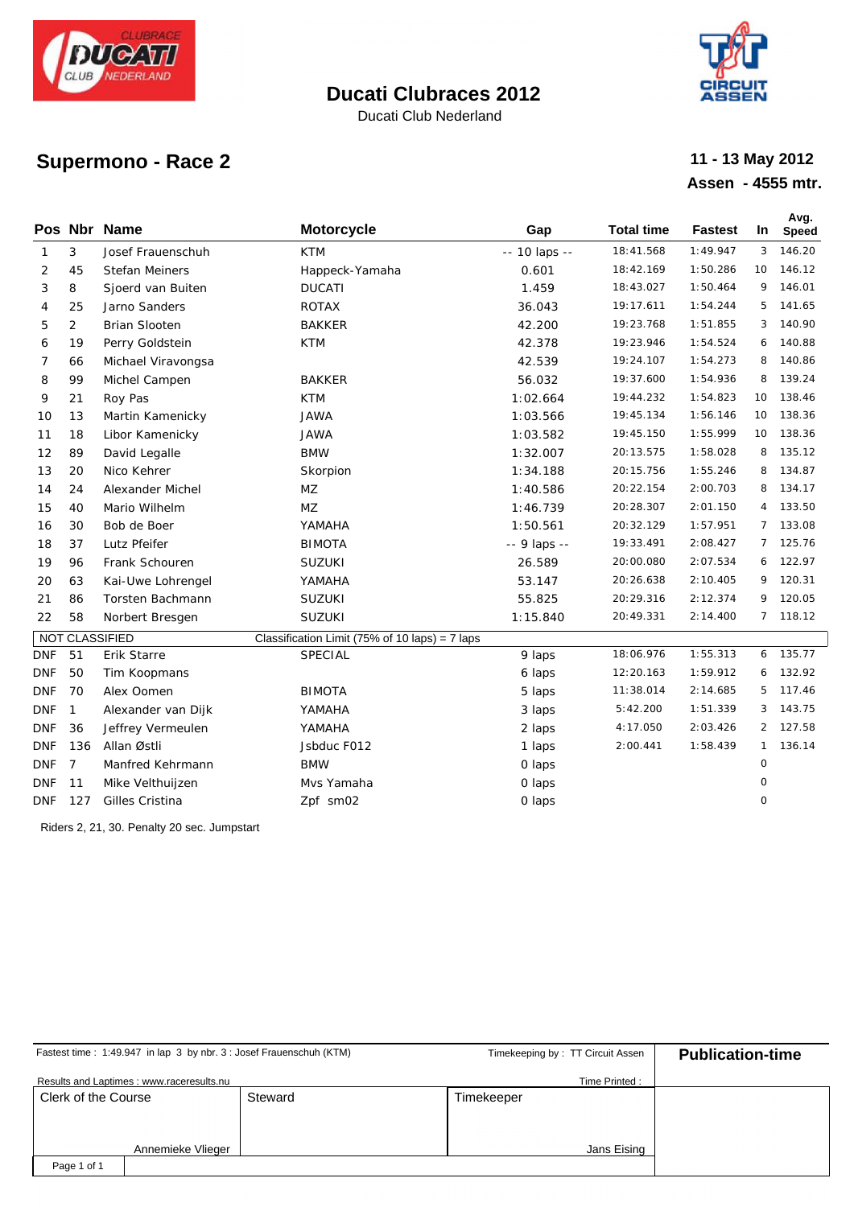# Ducati Clubraces 2012

Ducati Club Nederland

## Supermono - Race 2

**11 - 13 May 2012**

**Assen - 4555 mtr.**

| Pos | Nbr | Name | Motorcycle | Gap | Total time | Fastest | In | Avg. Speed |
|---|---|---|---|---|---|---|---|---|
| 1 | 3 | Josef Frauenschuh | KTM | -- 10 laps -- | 18:41.568 | 1:49.947 | 3 | 146.20 |
| 2 | 45 | Stefan Meiners | Happeck-Yamaha | 0.601 | 18:42.169 | 1:50.286 | 10 | 146.12 |
| 3 | 8 | Sjoerd van Buiten | DUCATI | 1.459 | 18:43.027 | 1:50.464 | 9 | 146.01 |
| 4 | 25 | Jarno Sanders | ROTAX | 36.043 | 19:17.611 | 1:54.244 | 5 | 141.65 |
| 5 | 2 | Brian Slooten | BAKKER | 42.200 | 19:23.768 | 1:51.855 | 3 | 140.90 |
| 6 | 19 | Perry Goldstein | KTM | 42.378 | 19:23.946 | 1:54.524 | 6 | 140.88 |
| 7 | 66 | Michael Viravongsa | | 42.539 | 19:24.107 | 1:54.273 | 8 | 140.86 |
| 8 | 99 | Michel Campen | BAKKER | 56.032 | 19:37.600 | 1:54.936 | 8 | 139.24 |
| 9 | 21 | Roy Pas | KTM | 1:02.664 | 19:44.232 | 1:54.823 | 10 | 138.46 |
| 10 | 13 | Martin Kamenicky | JAWA | 1:03.566 | 19:45.134 | 1:56.146 | 10 | 138.36 |
| 11 | 18 | Libor Kamenicky | JAWA | 1:03.582 | 19:45.150 | 1:55.999 | 10 | 138.36 |
| 12 | 89 | David Legalle | BMW | 1:32.007 | 20:13.575 | 1:58.028 | 8 | 135.12 |
| 13 | 20 | Nico Kehrer | Skorpion | 1:34.188 | 20:15.756 | 1:55.246 | 8 | 134.87 |
| 14 | 24 | Alexander Michel | MZ | 1:40.586 | 20:22.154 | 2:00.703 | 8 | 134.17 |
| 15 | 40 | Mario Wilhelm | MZ | 1:46.739 | 20:28.307 | 2:01.150 | 4 | 133.50 |
| 16 | 30 | Bob de Boer | YAMAHA | 1:50.561 | 20:32.129 | 1:57.951 | 7 | 133.08 |
| 18 | 37 | Lutz Pfeifer | BIMOTA | -- 9 laps -- | 19:33.491 | 2:08.427 | 7 | 125.76 |
| 19 | 96 | Frank Schouren | SUZUKI | 26.589 | 20:00.080 | 2:07.534 | 6 | 122.97 |
| 20 | 63 | Kai-Uwe Lohrengel | YAMAHA | 53.147 | 20:26.638 | 2:10.405 | 9 | 120.31 |
| 21 | 86 | Torsten Bachmann | SUZUKI | 55.825 | 20:29.316 | 2:12.374 | 9 | 120.05 |
| 22 | 58 | Norbert Bresgen | SUZUKI | 1:15.840 | 20:49.331 | 2:14.400 | 7 | 118.12 |
| NOT CLASSIFIED | | | Classification Limit (75% of 10 laps) = 7 laps | | | | | |
| DNF | 51 | Erik Starre | SPECIAL | 9 laps | 18:06.976 | 1:55.313 | 6 | 135.77 |
| DNF | 50 | Tim Koopmans | | 6 laps | 12:20.163 | 1:59.912 | 6 | 132.92 |
| DNF | 70 | Alex Oomen | BIMOTA | 5 laps | 11:38.014 | 2:14.685 | 5 | 117.46 |
| DNF | 1 | Alexander van Dijk | YAMAHA | 3 laps | 5:42.200 | 1:51.339 | 3 | 143.75 |
| DNF | 36 | Jeffrey Vermeulen | YAMAHA | 2 laps | 4:17.050 | 2:03.426 | 2 | 127.58 |
| DNF | 136 | Allan Østli | Jsbduc F012 | 1 laps | 2:00.441 | 1:58.439 | 1 | 136.14 |
| DNF | 7 | Manfred Kehrmann | BMW | 0 laps | | | 0 | |
| DNF | 11 | Mike Velthuijzen | Mvs Yamaha | 0 laps | | | 0 | |
| DNF | 127 | Gilles Cristina | Zpf sm02 | 0 laps | | | 0 | |

Riders 2, 21, 30. Penalty 20 sec. Jumpstart

Fastest time : 1:49.947 in lap 3 by nbr. 3 : Josef Frauenschuh (KTM)

Timekeeping by : TT Circuit Assen

**Publication-time**

Results and Laptimes : www.raceresults.nu

Time Printed :

| Clerk of the Course | Steward | Timekeeper |
|---|---|---|
| Annemieke Vlieger | | Jans Eising |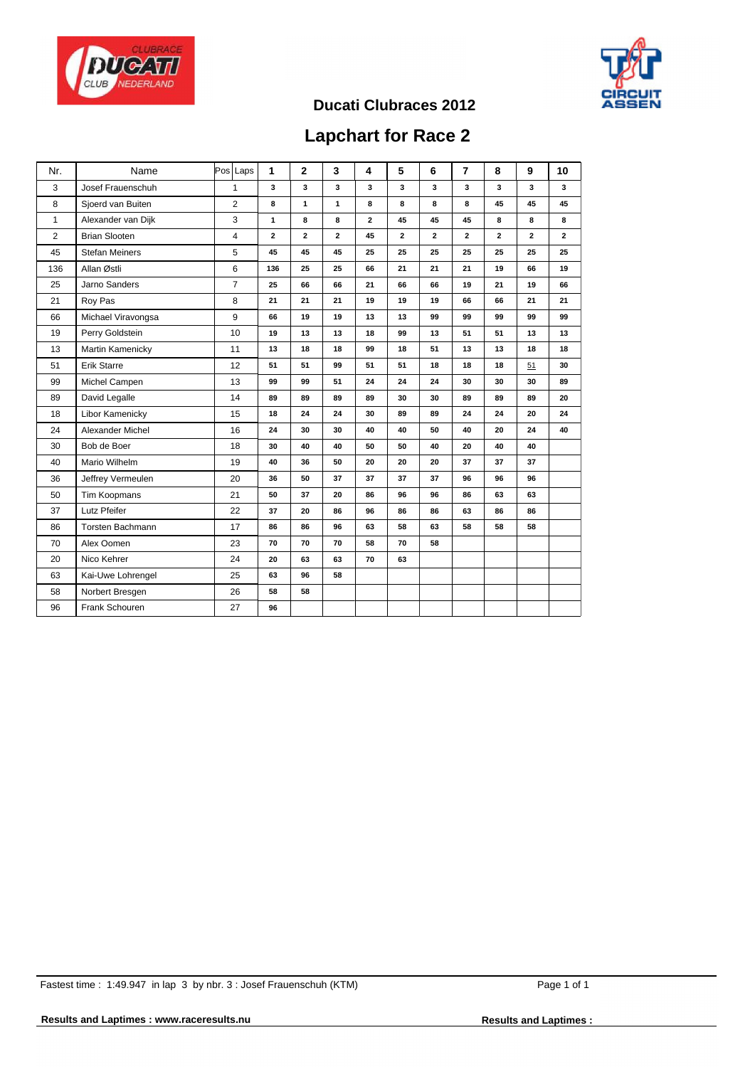## Ducati Clubraces 2012

# Lapchart for Race 2

| Nr. | Name | Pos Laps | 1 | 2 | 3 | 4 | 5 | 6 | 7 | 8 | 9 | 10 |
|---|---|---|---|---|---|---|---|---|---|---|---|---|
| 3 | Josef Frauenschuh | 1 | 3 | 3 | 3 | 3 | 3 | 3 | 3 | 3 | 3 | 3 |
| 8 | Sjoerd van Buiten | 2 | 8 | 1 | 1 | 8 | 8 | 8 | 8 | 45 | 45 | 45 |
| 1 | Alexander van Dijk | 3 | 1 | 8 | 8 | 2 | 45 | 45 | 45 | 8 | 8 | 8 |
| 2 | Brian Slooten | 4 | 2 | 2 | 2 | 45 | 2 | 2 | 2 | 2 | 2 | 2 |
| 45 | Stefan Meiners | 5 | 45 | 45 | 45 | 25 | 25 | 25 | 25 | 25 | 25 | 25 |
| 136 | Allan Østli | 6 | 136 | 25 | 25 | 66 | 21 | 21 | 21 | 19 | 66 | 19 |
| 25 | Jarno Sanders | 7 | 25 | 66 | 66 | 21 | 66 | 66 | 19 | 21 | 19 | 66 |
| 21 | Roy Pas | 8 | 21 | 21 | 21 | 19 | 19 | 19 | 66 | 66 | 21 | 21 |
| 66 | Michael Viravongsa | 9 | 66 | 19 | 19 | 13 | 13 | 99 | 99 | 99 | 99 | 99 |
| 19 | Perry Goldstein | 10 | 19 | 13 | 13 | 18 | 99 | 13 | 51 | 51 | 13 | 13 |
| 13 | Martin Kamenicky | 11 | 13 | 18 | 18 | 99 | 18 | 51 | 13 | 13 | 18 | 18 |
| 51 | Erik Starre | 12 | 51 | 51 | 99 | 51 | 51 | 18 | 18 | 18 | 51 | 30 |
| 99 | Michel Campen | 13 | 99 | 99 | 51 | 24 | 24 | 24 | 30 | 30 | 30 | 89 |
| 89 | David Legalle | 14 | 89 | 89 | 89 | 89 | 30 | 30 | 89 | 89 | 89 | 20 |
| 18 | Libor Kamenicky | 15 | 18 | 24 | 24 | 30 | 89 | 89 | 24 | 24 | 20 | 24 |
| 24 | Alexander Michel | 16 | 24 | 30 | 30 | 40 | 40 | 50 | 40 | 20 | 24 | 40 |
| 30 | Bob de Boer | 18 | 30 | 40 | 40 | 50 | 50 | 40 | 20 | 40 | 40 | |
| 40 | Mario Wilhelm | 19 | 40 | 36 | 50 | 20 | 20 | 20 | 37 | 37 | 37 | |
| 36 | Jeffrey Vermeulen | 20 | 36 | 50 | 37 | 37 | 37 | 37 | 96 | 96 | 96 | |
| 50 | Tim Koopmans | 21 | 50 | 37 | 20 | 86 | 96 | 96 | 86 | 63 | 63 | |
| 37 | Lutz Pfeifer | 22 | 37 | 20 | 86 | 96 | 86 | 86 | 63 | 86 | 86 | |
| 86 | Torsten Bachmann | 17 | 86 | 86 | 96 | 63 | 58 | 63 | 58 | 58 | 58 | |
| 70 | Alex Oomen | 23 | 70 | 70 | 70 | 58 | 70 | 58 | | | | |
| 20 | Nico Kehrer | 24 | 20 | 63 | 63 | 70 | 63 | | | | | |
| 63 | Kai-Uwe Lohrengel | 25 | 63 | 96 | 58 | | | | | | | |
| 58 | Norbert Bresgen | 26 | 58 | 58 | | | | | | | | |
| 96 | Frank Schouren | 27 | 96 | | | | | | | | | |

Fastest time : 1:49.947 in lap 3 by nbr. 3 : Josef Frauenschuh (KTM)

Results and Laptimes : www.raceresults.nu

Results and Laptimes :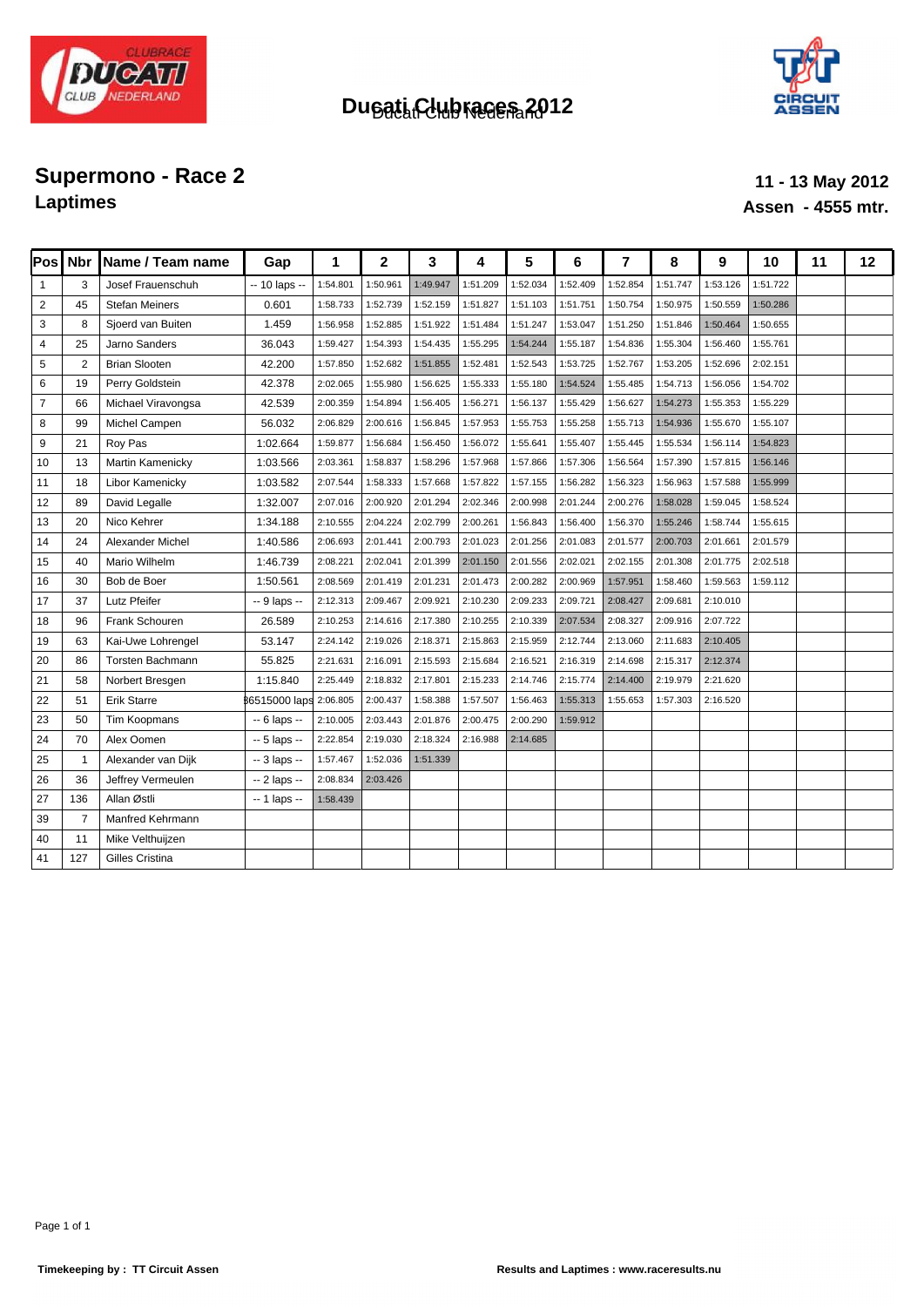# Ducati Clubraces 2012

Ducati Club Nederland

## Supermono - Race 2

**Laptimes**

**11 - 13 May 2012**

**Assen - 4555 mtr.**

| Pos | Nbr | Name / Team name | Gap | 1 | 2 | 3 | 4 | 5 | 6 | 7 | 8 | 9 | 10 | 11 | 12 |
|---|---|---|---|---|---|---|---|---|---|---|---|---|---|---|---|
| 1 | 3 | Josef Frauenschuh | -- 10 laps -- | 1:54.801 | 1:50.961 | 1:49.947 | 1:51.209 | 1:52.034 | 1:52.409 | 1:52.854 | 1:51.747 | 1:53.126 | 1:51.722 | | |
| 2 | 45 | Stefan Meiners | 0.601 | 1:58.733 | 1:52.739 | 1:52.159 | 1:51.827 | 1:51.103 | 1:51.751 | 1:50.754 | 1:50.975 | 1:50.559 | 1:50.286 | | |
| 3 | 8 | Sjoerd van Buiten | 1.459 | 1:56.958 | 1:52.885 | 1:51.922 | 1:51.484 | 1:51.247 | 1:53.047 | 1:51.250 | 1:51.846 | 1:50.464 | 1:50.655 | | |
| 4 | 25 | Jarno Sanders | 36.043 | 1:59.427 | 1:54.393 | 1:54.435 | 1:55.295 | 1:54.244 | 1:55.187 | 1:54.836 | 1:55.304 | 1:56.460 | 1:55.761 | | |
| 5 | 2 | Brian Slooten | 42.200 | 1:57.850 | 1:52.682 | 1:51.855 | 1:52.481 | 1:52.543 | 1:53.725 | 1:52.767 | 1:53.205 | 1:52.696 | 2:02.151 | | |
| 6 | 19 | Perry Goldstein | 42.378 | 2:02.065 | 1:55.980 | 1:56.625 | 1:55.333 | 1:55.180 | 1:54.524 | 1:55.485 | 1:54.713 | 1:56.056 | 1:54.702 | | |
| 7 | 66 | Michael Viravongsa | 42.539 | 2:00.359 | 1:54.894 | 1:56.405 | 1:56.271 | 1:56.137 | 1:55.429 | 1:56.627 | 1:54.273 | 1:55.353 | 1:55.229 | | |
| 8 | 99 | Michel Campen | 56.032 | 2:06.829 | 2:00.616 | 1:56.845 | 1:57.953 | 1:55.753 | 1:55.258 | 1:55.713 | 1:54.936 | 1:55.670 | 1:55.107 | | |
| 9 | 21 | Roy Pas | 1:02.664 | 1:59.877 | 1:56.684 | 1:56.450 | 1:56.072 | 1:55.641 | 1:55.407 | 1:55.445 | 1:55.534 | 1:56.114 | 1:54.823 | | |
| 10 | 13 | Martin Kamenicky | 1:03.566 | 2:03.361 | 1:58.837 | 1:58.296 | 1:57.968 | 1:57.866 | 1:57.306 | 1:56.564 | 1:57.390 | 1:57.815 | 1:56.146 | | |
| 11 | 18 | Libor Kamenicky | 1:03.582 | 2:07.544 | 1:58.333 | 1:57.668 | 1:57.822 | 1:57.155 | 1:56.282 | 1:56.323 | 1:56.963 | 1:57.588 | 1:55.999 | | |
| 12 | 89 | David Legalle | 1:32.007 | 2:07.016 | 2:00.920 | 2:01.294 | 2:02.346 | 2:00.998 | 2:01.244 | 2:00.276 | 1:58.028 | 1:59.045 | 1:58.524 | | |
| 13 | 20 | Nico Kehrer | 1:34.188 | 2:10.555 | 2:04.224 | 2:02.799 | 2:00.261 | 1:56.843 | 1:56.400 | 1:56.370 | 1:55.246 | 1:58.744 | 1:55.615 | | |
| 14 | 24 | Alexander Michel | 1:40.586 | 2:06.693 | 2:01.441 | 2:00.793 | 2:01.023 | 2:01.256 | 2:01.083 | 2:01.577 | 2:00.703 | 2:01.661 | 2:01.579 | | |
| 15 | 40 | Mario Wilhelm | 1:46.739 | 2:08.221 | 2:02.041 | 2:01.399 | 2:01.150 | 2:01.556 | 2:02.021 | 2:02.155 | 2:01.308 | 2:01.775 | 2:02.518 | | |
| 16 | 30 | Bob de Boer | 1:50.561 | 2:08.569 | 2:01.419 | 2:01.231 | 2:01.473 | 2:00.282 | 2:00.969 | 1:57.951 | 1:58.460 | 1:59.563 | 1:59.112 | | |
| 17 | 37 | Lutz Pfeifer | -- 9 laps -- | 2:12.313 | 2:09.467 | 2:09.921 | 2:10.230 | 2:09.233 | 2:09.721 | 2:08.427 | 2:09.681 | 2:10.010 | | | |
| 18 | 96 | Frank Schouren | 26.589 | 2:10.253 | 2:14.616 | 2:17.380 | 2:10.255 | 2:10.339 | 2:07.534 | 2:08.327 | 2:09.916 | 2:07.722 | | | |
| 19 | 63 | Kai-Uwe Lohrengel | 53.147 | 2:24.142 | 2:19.026 | 2:18.371 | 2:15.863 | 2:15.959 | 2:12.744 | 2:13.060 | 2:11.683 | 2:10.405 | | | |
| 20 | 86 | Torsten Bachmann | 55.825 | 2:21.631 | 2:16.091 | 2:15.593 | 2:15.684 | 2:16.521 | 2:16.319 | 2:14.698 | 2:15.317 | 2:12.374 | | | |
| 21 | 58 | Norbert Bresgen | 1:15.840 | 2:25.449 | 2:18.832 | 2:17.801 | 2:15.233 | 2:14.746 | 2:15.774 | 2:14.400 | 2:19.979 | 2:21.620 | | | |
| 22 | 51 | Erik Starre | 36515000 laps | 2:06.805 | 2:00.437 | 1:58.388 | 1:57.507 | 1:56.463 | 1:55.313 | 1:55.653 | 1:57.303 | 2:16.520 | | | |
| 23 | 50 | Tim Koopmans | -- 6 laps -- | 2:10.005 | 2:03.443 | 2:01.876 | 2:00.475 | 2:00.290 | 1:59.912 | | | | | | |
| 24 | 70 | Alex Oomen | -- 5 laps -- | 2:22.854 | 2:19.030 | 2:18.324 | 2:16.988 | 2:14.685 | | | | | | | |
| 25 | 1 | Alexander van Dijk | -- 3 laps -- | 1:57.467 | 1:52.036 | 1:51.339 | | | | | | | | | |
| 26 | 36 | Jeffrey Vermeulen | -- 2 laps -- | 2:08.834 | 2:03.426 | | | | | | | | | | |
| 27 | 136 | Allan Østli | -- 1 laps -- | 1:58.439 | | | | | | | | | | | |
| 39 | 7 | Manfred Kehrmann | | | | | | | | | | | | | |
| 40 | 11 | Mike Velthuijzen | | | | | | | | | | | | | |
| 41 | 127 | Gilles Cristina | | | | | | | | | | | | | |

**Timekeeping by : TT Circuit Assen**

**Results and Laptimes : www.raceresults.nu**